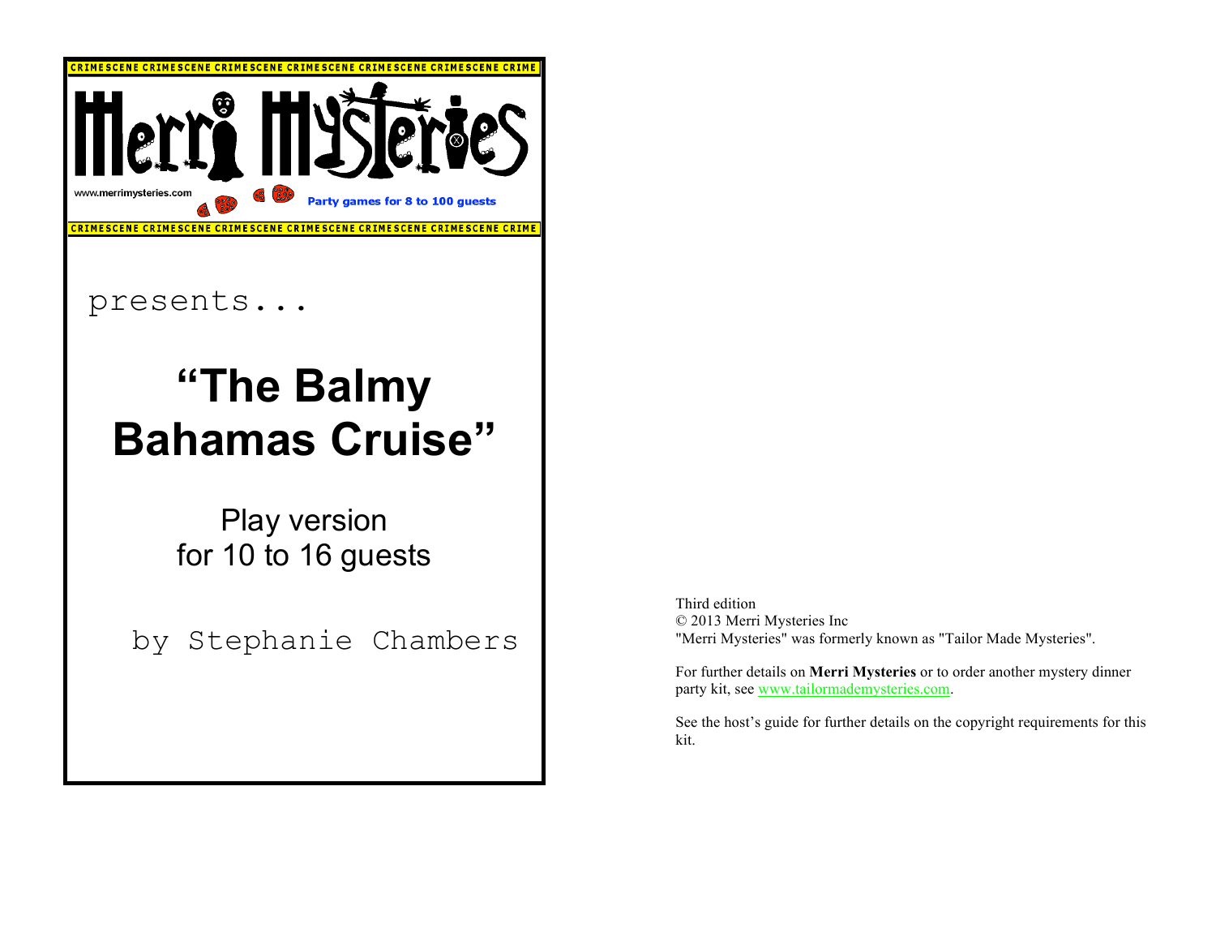CRIMESCENE CRIMESCENE CRIMESCENE CRIMESCENE CRIMESCENE CRIMESCENE CRIME

Merri Mysteries

www.merrimysteries.com

Party games for 8 to 100 guests

CRIMESCENE CRIMESCENE CRIMESCENE CRIMESCENE CRIMESCENE CRIMESCENE CRIME

presents...

# "The Balmy Bahamas Cruise"

## Play version for 10 to 16 guests

by Stephanie Chambers

Third edition
© 2013 Merri Mysteries Inc
"Merri Mysteries" was formerly known as "Tailor Made Mysteries".

For further details on **Merri Mysteries** or to order another mystery dinner party kit, see www.tailormademysteries.com.

See the host's guide for further details on the copyright requirements for this kit.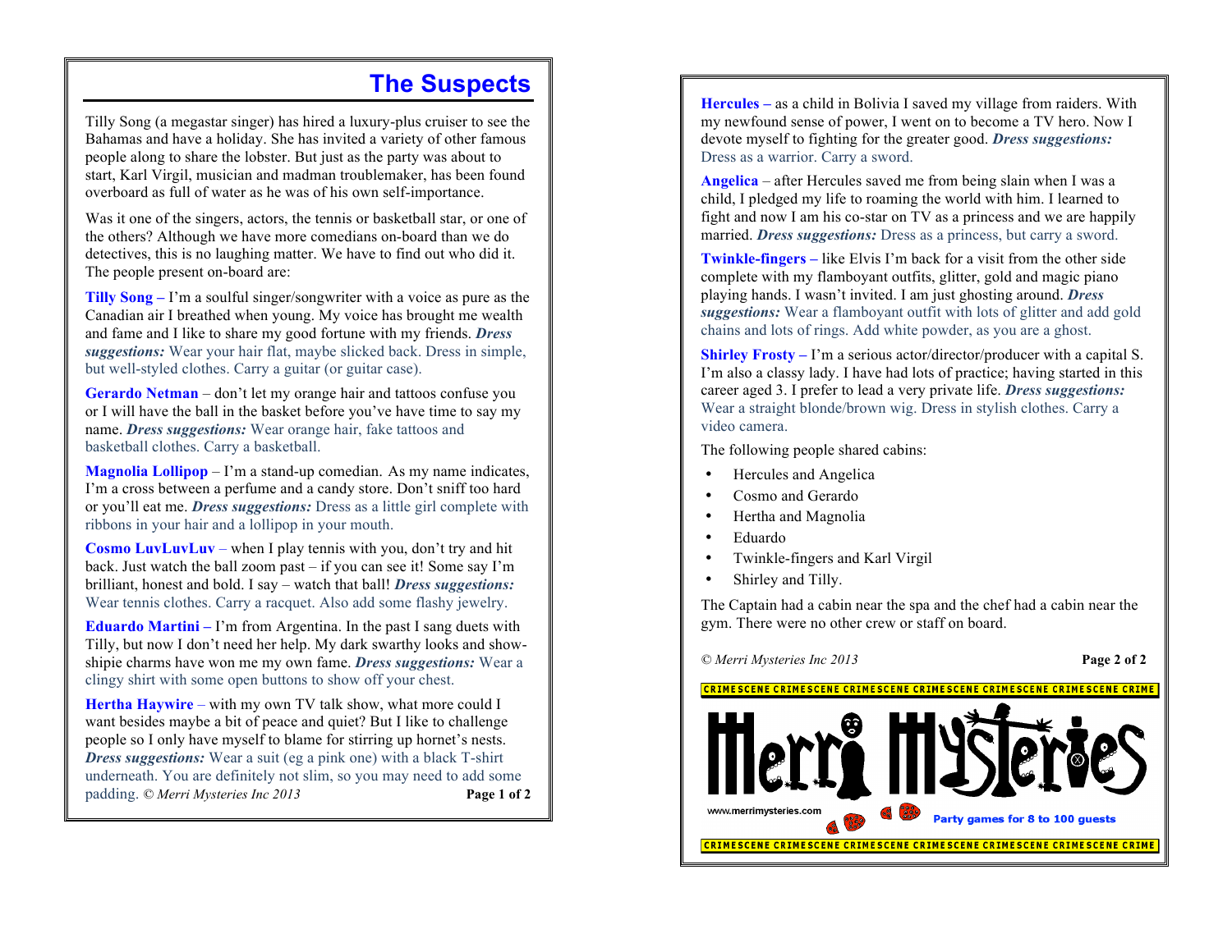# The Suspects

Tilly Song (a megastar singer) has hired a luxury-plus cruiser to see the Bahamas and have a holiday. She has invited a variety of other famous people along to share the lobster. But just as the party was about to start, Karl Virgil, musician and madman troublemaker, has been found overboard as full of water as he was of his own self-importance.

Was it one of the singers, actors, the tennis or basketball star, or one of the others? Although we have more comedians on-board than we do detectives, this is no laughing matter. We have to find out who did it. The people present on-board are:

**Tilly Song** – I'm a soulful singer/songwriter with a voice as pure as the Canadian air I breathed when young. My voice has brought me wealth and fame and I like to share my good fortune with my friends. ***Dress suggestions:*** Wear your hair flat, maybe slicked back. Dress in simple, but well-styled clothes. Carry a guitar (or guitar case).

**Gerardo Netman** – don't let my orange hair and tattoos confuse you or I will have the ball in the basket before you've have time to say my name. ***Dress suggestions:*** Wear orange hair, fake tattoos and basketball clothes. Carry a basketball.

**Magnolia Lollipop** – I'm a stand-up comedian. As my name indicates, I'm a cross between a perfume and a candy store. Don't sniff too hard or you'll eat me. ***Dress suggestions:*** Dress as a little girl complete with ribbons in your hair and a lollipop in your mouth.

**Cosmo LuvLuvLuv** – when I play tennis with you, don't try and hit back. Just watch the ball zoom past – if you can see it! Some say I'm brilliant, honest and bold. I say – watch that ball! ***Dress suggestions:*** Wear tennis clothes. Carry a racquet. Also add some flashy jewelry.

**Eduardo Martini** – I'm from Argentina. In the past I sang duets with Tilly, but now I don't need her help. My dark swarthy looks and show-shipie charms have won me my own fame. ***Dress suggestions:*** Wear a clingy shirt with some open buttons to show off your chest.

**Hertha Haywire** – with my own TV talk show, what more could I want besides maybe a bit of peace and quiet? But I like to challenge people so I only have myself to blame for stirring up hornet's nests. ***Dress suggestions:*** Wear a suit (eg a pink one) with a black T-shirt underneath. You are definitely not slim, so you may need to add some padding.

**Hercules** – as a child in Bolivia I saved my village from raiders. With my newfound sense of power, I went on to become a TV hero. Now I devote myself to fighting for the greater good. ***Dress suggestions:*** Dress as a warrior. Carry a sword.

**Angelica** – after Hercules saved me from being slain when I was a child, I pledged my life to roaming the world with him. I learned to fight and now I am his co-star on TV as a princess and we are happily married. ***Dress suggestions:*** Dress as a princess, but carry a sword.

**Twinkle-fingers** – like Elvis I'm back for a visit from the other side complete with my flamboyant outfits, glitter, gold and magic piano playing hands. I wasn't invited. I am just ghosting around. ***Dress suggestions:*** Wear a flamboyant outfit with lots of glitter and add gold chains and lots of rings. Add white powder, as you are a ghost.

**Shirley Frosty** – I'm a serious actor/director/producer with a capital S. I'm also a classy lady. I have had lots of practice; having started in this career aged 3. I prefer to lead a very private life. ***Dress suggestions:*** Wear a straight blonde/brown wig. Dress in stylish clothes. Carry a video camera.

The following people shared cabins:

- Hercules and Angelica
- Cosmo and Gerardo
- Hertha and Magnolia
- Eduardo
- Twinkle-fingers and Karl Virgil
- Shirley and Tilly.

The Captain had a cabin near the spa and the chef had a cabin near the gym. There were no other crew or staff on board.

*© Merri Mysteries Inc 2013*

Merri Mysteries

www.merrimysteries.com

Party games for 8 to 100 guests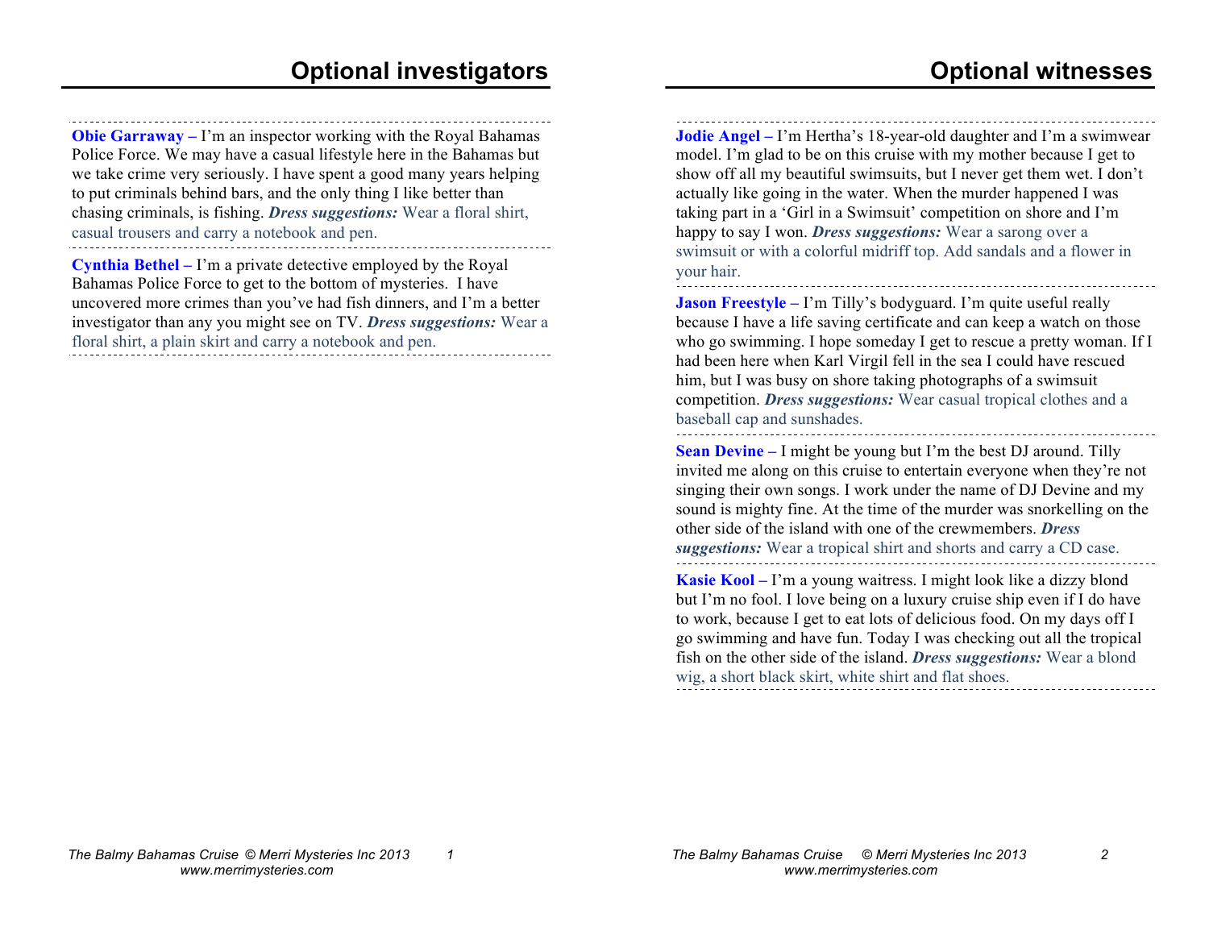# Optional investigators

**Obie Garraway –** I'm an inspector working with the Royal Bahamas Police Force. We may have a casual lifestyle here in the Bahamas but we take crime very seriously. I have spent a good many years helping to put criminals behind bars, and the only thing I like better than chasing criminals, is fishing. ***Dress suggestions:*** Wear a floral shirt, casual trousers and carry a notebook and pen.

**Cynthia Bethel –** I'm a private detective employed by the Royal Bahamas Police Force to get to the bottom of mysteries. I have uncovered more crimes than you've had fish dinners, and I'm a better investigator than any you might see on TV. ***Dress suggestions:*** Wear a floral shirt, a plain skirt and carry a notebook and pen.

# Optional witnesses

**Jodie Angel –** I'm Hertha's 18-year-old daughter and I'm a swimwear model. I'm glad to be on this cruise with my mother because I get to show off all my beautiful swimsuits, but I never get them wet. I don't actually like going in the water. When the murder happened I was taking part in a 'Girl in a Swimsuit' competition on shore and I'm happy to say I won. ***Dress suggestions:*** Wear a sarong over a swimsuit or with a colorful midriff top. Add sandals and a flower in your hair.

**Jason Freestyle –** I'm Tilly's bodyguard. I'm quite useful really because I have a life saving certificate and can keep a watch on those who go swimming. I hope someday I get to rescue a pretty woman. If I had been here when Karl Virgil fell in the sea I could have rescued him, but I was busy on shore taking photographs of a swimsuit competition. ***Dress suggestions:*** Wear casual tropical clothes and a baseball cap and sunshades.

**Sean Devine –** I might be young but I'm the best DJ around. Tilly invited me along on this cruise to entertain everyone when they're not singing their own songs. I work under the name of DJ Devine and my sound is mighty fine. At the time of the murder was snorkelling on the other side of the island with one of the crewmembers. ***Dress suggestions:*** Wear a tropical shirt and shorts and carry a CD case.

**Kasie Kool –** I'm a young waitress. I might look like a dizzy blond but I'm no fool. I love being on a luxury cruise ship even if I do have to work, because I get to eat lots of delicious food. On my days off I go swimming and have fun. Today I was checking out all the tropical fish on the other side of the island. ***Dress suggestions:*** Wear a blond wig, a short black skirt, white shirt and flat shoes.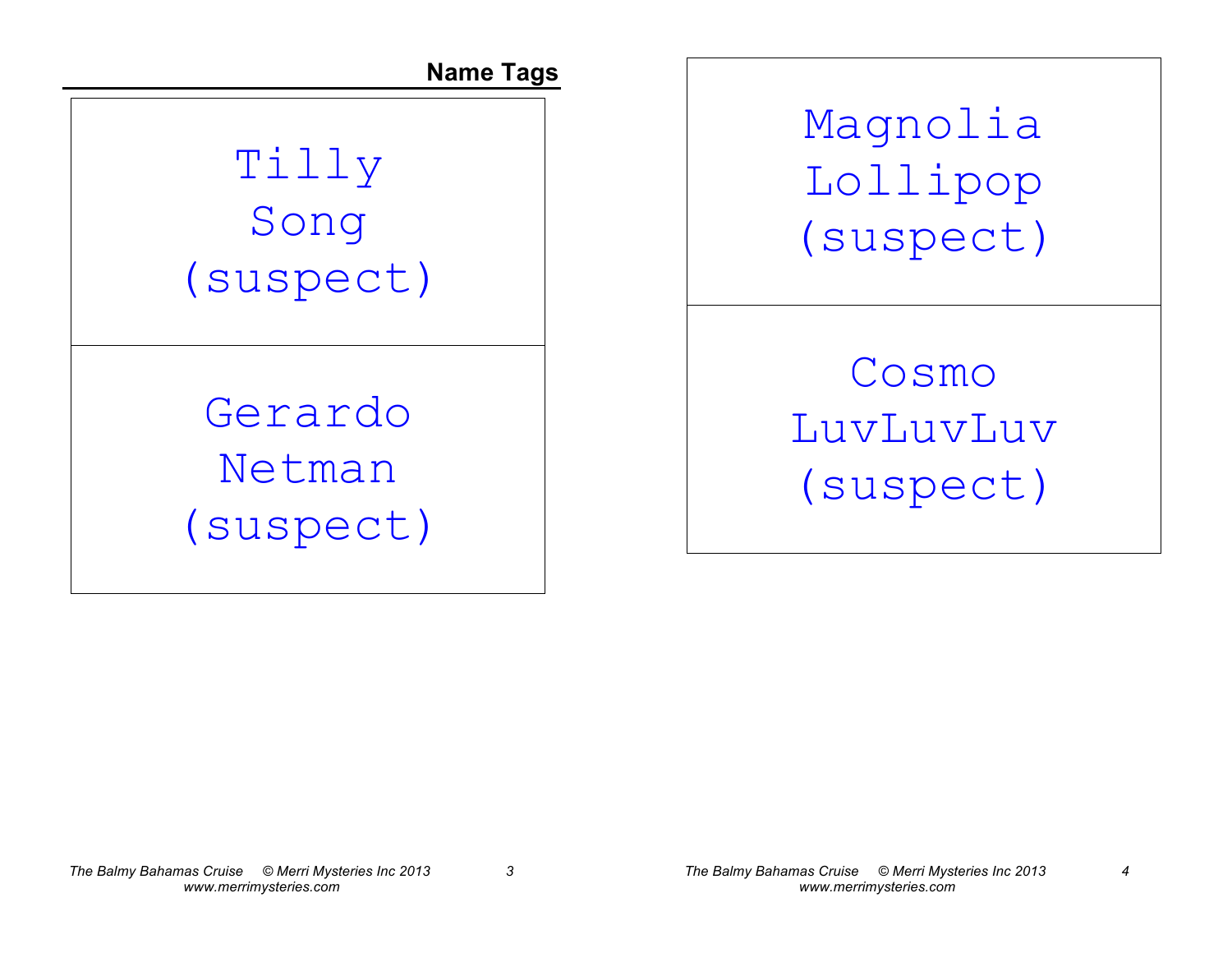## Name Tags

Tilly
Song
(suspect)

Gerardo
Netman
(suspect)

Magnolia
Lollipop
(suspect)

Cosmo
LuvLuvLuv
(suspect)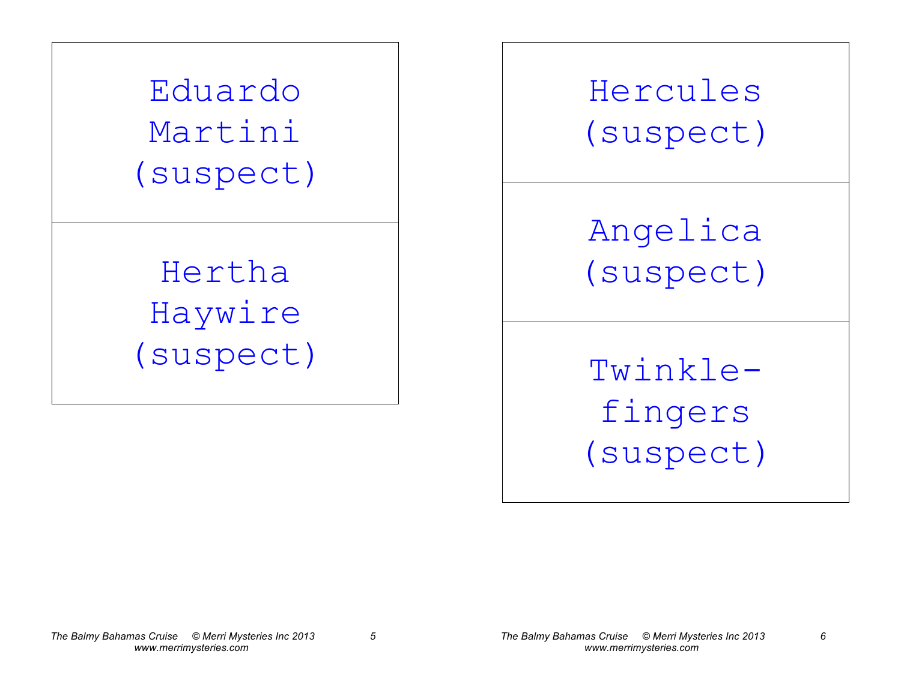Eduardo Martini (suspect)

Hertha Haywire (suspect)

Hercules (suspect)

Angelica (suspect)

Twinkle-fingers (suspect)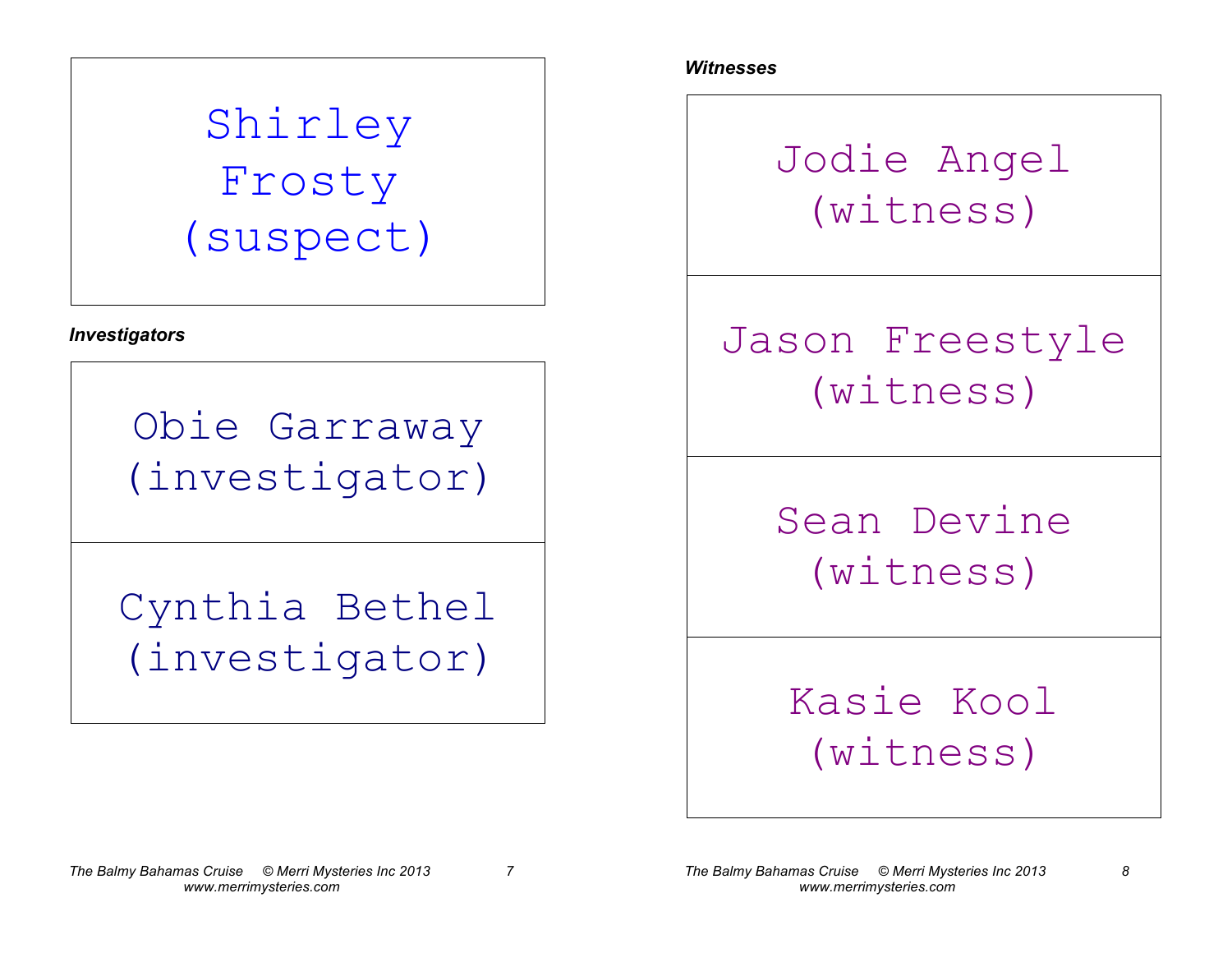Shirley Frosty (suspect)

*Investigators*

Obie Garraway (investigator)

Cynthia Bethel (investigator)

*Witnesses*

Jodie Angel (witness)

Jason Freestyle (witness)

Sean Devine (witness)

Kasie Kool (witness)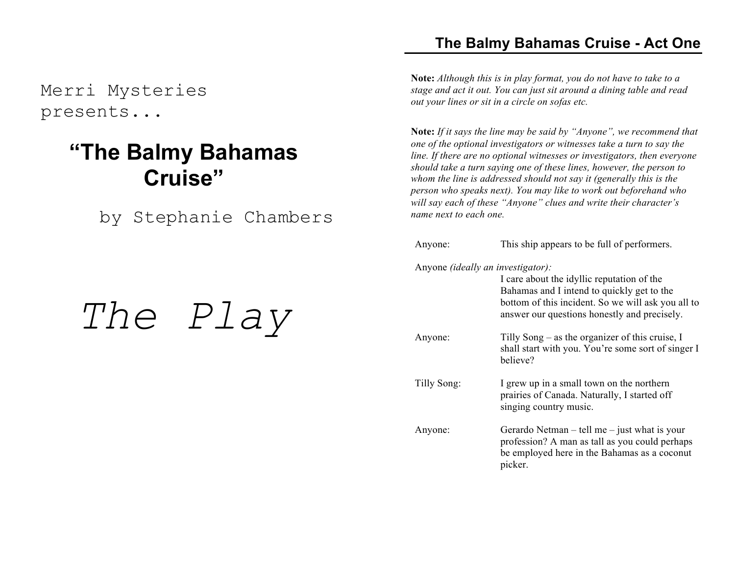Merri Mysteries presents...

# "The Balmy Bahamas Cruise"

by Stephanie Chambers

# *The Play*

## The Balmy Bahamas Cruise - Act One

**Note:** *Although this is in play format, you do not have to take to a stage and act it out. You can just sit around a dining table and read out your lines or sit in a circle on sofas etc.*

**Note:** *If it says the line may be said by "Anyone", we recommend that one of the optional investigators or witnesses take a turn to say the line. If there are no optional witnesses or investigators, then everyone should take a turn saying one of these lines, however, the person to whom the line is addressed should not say it (generally this is the person who speaks next). You may like to work out beforehand who will say each of these "Anyone" clues and write their character's name next to each one.*

Anyone: This ship appears to be full of performers.

Anyone *(ideally an investigator):* I care about the idyllic reputation of the Bahamas and I intend to quickly get to the bottom of this incident. So we will ask you all to answer our questions honestly and precisely.

Anyone: Tilly Song – as the organizer of this cruise, I shall start with you. You're some sort of singer I believe?

Tilly Song: I grew up in a small town on the northern prairies of Canada. Naturally, I started off singing country music.

Anyone: Gerardo Netman – tell me – just what is your profession? A man as tall as you could perhaps be employed here in the Bahamas as a coconut picker.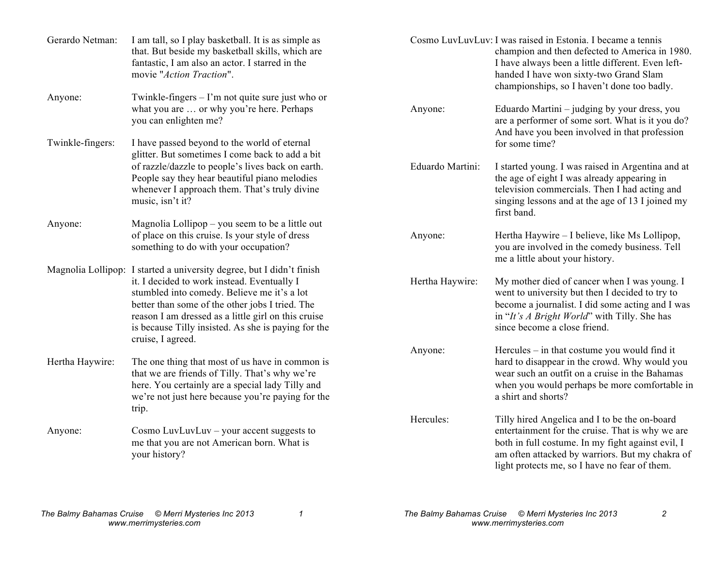**Gerardo Netman:** I am tall, so I play basketball. It is as simple as that. But beside my basketball skills, which are fantastic, I am also an actor. I starred in the movie "*Action Traction*".

**Anyone:** Twinkle-fingers – I'm not quite sure just who or what you are … or why you're here. Perhaps you can enlighten me?

**Twinkle-fingers:** I have passed beyond to the world of eternal glitter. But sometimes I come back to add a bit of razzle/dazzle to people's lives back on earth. People say they hear beautiful piano melodies whenever I approach them. That's truly divine music, isn't it?

**Anyone:** Magnolia Lollipop – you seem to be a little out of place on this cruise. Is your style of dress something to do with your occupation?

**Magnolia Lollipop:** I started a university degree, but I didn't finish it. I decided to work instead. Eventually I stumbled into comedy. Believe me it's a lot better than some of the other jobs I tried. The reason I am dressed as a little girl on this cruise is because Tilly insisted. As she is paying for the cruise, I agreed.

**Hertha Haywire:** The one thing that most of us have in common is that we are friends of Tilly. That's why we're here. You certainly are a special lady Tilly and we're not just here because you're paying for the trip.

**Anyone:** Cosmo LuvLuvLuv – your accent suggests to me that you are not American born. What is your history?

**Cosmo LuvLuvLuv:** I was raised in Estonia. I became a tennis champion and then defected to America in 1980. I have always been a little different. Even left-handed I have won sixty-two Grand Slam championships, so I haven't done too badly.

**Anyone:** Eduardo Martini – judging by your dress, you are a performer of some sort. What is it you do? And have you been involved in that profession for some time?

**Eduardo Martini:** I started young. I was raised in Argentina and at the age of eight I was already appearing in television commercials. Then I had acting and singing lessons and at the age of 13 I joined my first band.

**Anyone:** Hertha Haywire – I believe, like Ms Lollipop, you are involved in the comedy business. Tell me a little about your history.

**Hertha Haywire:** My mother died of cancer when I was young. I went to university but then I decided to try to become a journalist. I did some acting and I was in "*It's A Bright World*" with Tilly. She has since become a close friend.

**Anyone:** Hercules – in that costume you would find it hard to disappear in the crowd. Why would you wear such an outfit on a cruise in the Bahamas when you would perhaps be more comfortable in a shirt and shorts?

**Hercules:** Tilly hired Angelica and I to be the on-board entertainment for the cruise. That is why we are both in full costume. In my fight against evil, I am often attacked by warriors. But my chakra of light protects me, so I have no fear of them.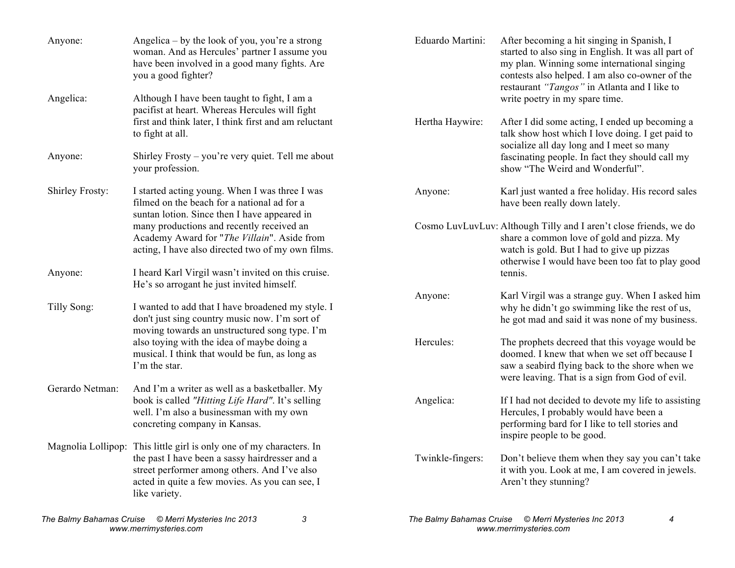**Anyone:** Angelica – by the look of you, you're a strong woman. And as Hercules' partner I assume you have been involved in a good many fights. Are you a good fighter?

**Angelica:** Although I have been taught to fight, I am a pacifist at heart. Whereas Hercules will fight first and think later, I think first and am reluctant to fight at all.

**Anyone:** Shirley Frosty – you're very quiet. Tell me about your profession.

**Shirley Frosty:** I started acting young. When I was three I was filmed on the beach for a national ad for a suntan lotion. Since then I have appeared in many productions and recently received an Academy Award for "*The Villain*". Aside from acting, I have also directed two of my own films.

**Anyone:** I heard Karl Virgil wasn't invited on this cruise. He's so arrogant he just invited himself.

**Tilly Song:** I wanted to add that I have broadened my style. I don't just sing country music now. I'm sort of moving towards an unstructured song type. I'm also toying with the idea of maybe doing a musical. I think that would be fun, as long as I'm the star.

**Gerardo Netman:** And I'm a writer as well as a basketballer. My book is called *"Hitting Life Hard"*. It's selling well. I'm also a businessman with my own concreting company in Kansas.

**Magnolia Lollipop:** This little girl is only one of my characters. In the past I have been a sassy hairdresser and a street performer among others. And I've also acted in quite a few movies. As you can see, I like variety.

**Eduardo Martini:** After becoming a hit singing in Spanish, I started to also sing in English. It was all part of my plan. Winning some international singing contests also helped. I am also co-owner of the restaurant *"Tangos"* in Atlanta and I like to write poetry in my spare time.

**Hertha Haywire:** After I did some acting, I ended up becoming a talk show host which I love doing. I get paid to socialize all day long and I meet so many fascinating people. In fact they should call my show "The Weird and Wonderful".

**Anyone:** Karl just wanted a free holiday. His record sales have been really down lately.

**Cosmo LuvLuvLuv:** Although Tilly and I aren't close friends, we do share a common love of gold and pizza. My watch is gold. But I had to give up pizzas otherwise I would have been too fat to play good tennis.

**Anyone:** Karl Virgil was a strange guy. When I asked him why he didn't go swimming like the rest of us, he got mad and said it was none of my business.

**Hercules:** The prophets decreed that this voyage would be doomed. I knew that when we set off because I saw a seabird flying back to the shore when we were leaving. That is a sign from God of evil.

**Angelica:** If I had not decided to devote my life to assisting Hercules, I probably would have been a performing bard for I like to tell stories and inspire people to be good.

**Twinkle-fingers:** Don't believe them when they say you can't take it with you. Look at me, I am covered in jewels. Aren't they stunning?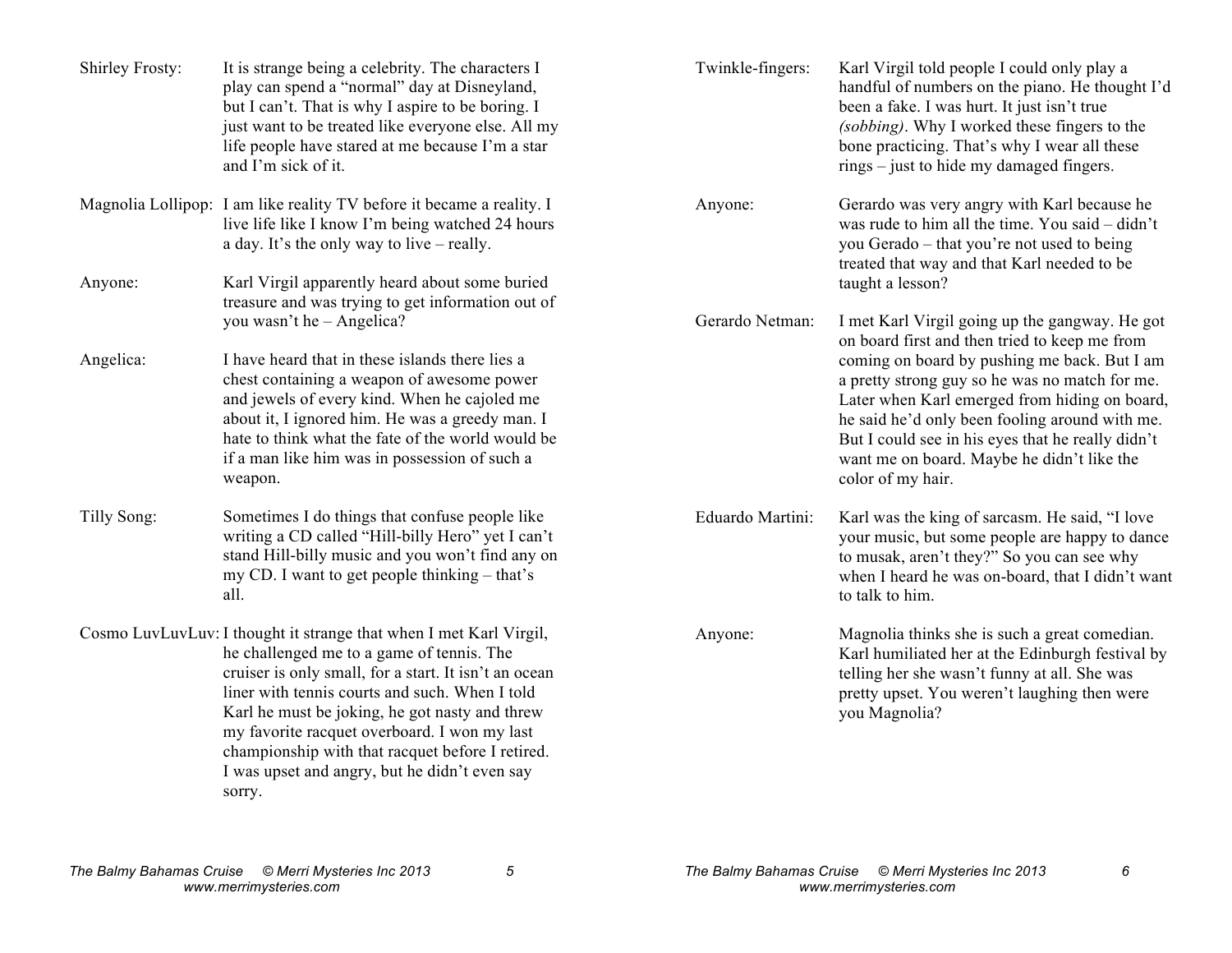**Shirley Frosty:** It is strange being a celebrity. The characters I play can spend a "normal" day at Disneyland, but I can't. That is why I aspire to be boring. I just want to be treated like everyone else. All my life people have stared at me because I'm a star and I'm sick of it.

**Magnolia Lollipop:** I am like reality TV before it became a reality. I live life like I know I'm being watched 24 hours a day. It's the only way to live – really.

**Anyone:** Karl Virgil apparently heard about some buried treasure and was trying to get information out of you wasn't he – Angelica?

**Angelica:** I have heard that in these islands there lies a chest containing a weapon of awesome power and jewels of every kind. When he cajoled me about it, I ignored him. He was a greedy man. I hate to think what the fate of the world would be if a man like him was in possession of such a weapon.

**Tilly Song:** Sometimes I do things that confuse people like writing a CD called "Hill-billy Hero" yet I can't stand Hill-billy music and you won't find any on my CD. I want to get people thinking – that's all.

**Cosmo LuvLuvLuv:** I thought it strange that when I met Karl Virgil, he challenged me to a game of tennis. The cruiser is only small, for a start. It isn't an ocean liner with tennis courts and such. When I told Karl he must be joking, he got nasty and threw my favorite racquet overboard. I won my last championship with that racquet before I retired. I was upset and angry, but he didn't even say sorry.

**Twinkle-fingers:** Karl Virgil told people I could only play a handful of numbers on the piano. He thought I'd been a fake. I was hurt. It just isn't true *(sobbing)*. Why I worked these fingers to the bone practicing. That's why I wear all these rings – just to hide my damaged fingers.

**Anyone:** Gerardo was very angry with Karl because he was rude to him all the time. You said – didn't you Gerado – that you're not used to being treated that way and that Karl needed to be taught a lesson?

**Gerardo Netman:** I met Karl Virgil going up the gangway. He got on board first and then tried to keep me from coming on board by pushing me back. But I am a pretty strong guy so he was no match for me. Later when Karl emerged from hiding on board, he said he'd only been fooling around with me. But I could see in his eyes that he really didn't want me on board. Maybe he didn't like the color of my hair.

**Eduardo Martini:** Karl was the king of sarcasm. He said, "I love your music, but some people are happy to dance to musak, aren't they?" So you can see why when I heard he was on-board, that I didn't want to talk to him.

**Anyone:** Magnolia thinks she is such a great comedian. Karl humiliated her at the Edinburgh festival by telling her she wasn't funny at all. She was pretty upset. You weren't laughing then were you Magnolia?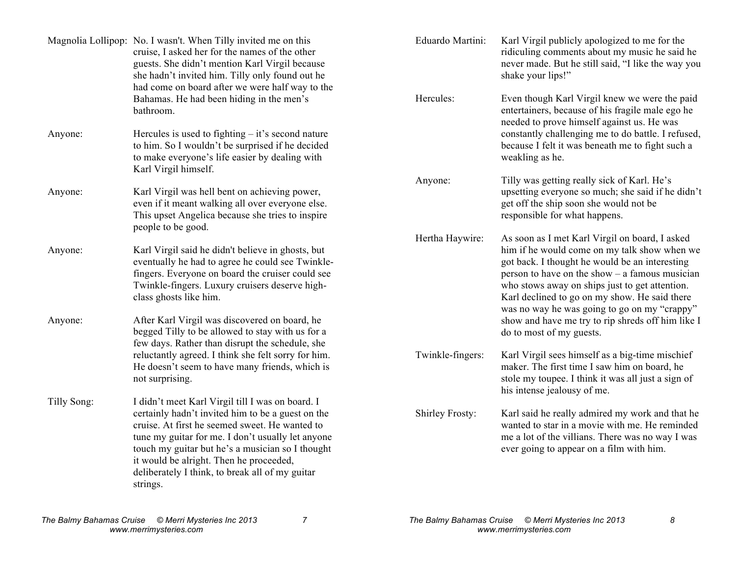Magnolia Lollipop: No. I wasn't. When Tilly invited me on this cruise, I asked her for the names of the other guests. She didn't mention Karl Virgil because she hadn't invited him. Tilly only found out he had come on board after we were half way to the Bahamas. He had been hiding in the men's bathroom.

Anyone: Hercules is used to fighting – it's second nature to him. So I wouldn't be surprised if he decided to make everyone's life easier by dealing with Karl Virgil himself.

Anyone: Karl Virgil was hell bent on achieving power, even if it meant walking all over everyone else. This upset Angelica because she tries to inspire people to be good.

Anyone: Karl Virgil said he didn't believe in ghosts, but eventually he had to agree he could see Twinkle-fingers. Everyone on board the cruiser could see Twinkle-fingers. Luxury cruisers deserve high-class ghosts like him.

Anyone: After Karl Virgil was discovered on board, he begged Tilly to be allowed to stay with us for a few days. Rather than disrupt the schedule, she reluctantly agreed. I think she felt sorry for him. He doesn't seem to have many friends, which is not surprising.

Tilly Song: I didn't meet Karl Virgil till I was on board. I certainly hadn't invited him to be a guest on the cruise. At first he seemed sweet. He wanted to tune my guitar for me. I don't usually let anyone touch my guitar but he's a musician so I thought it would be alright. Then he proceeded, deliberately I think, to break all of my guitar strings.

Eduardo Martini: Karl Virgil publicly apologized to me for the ridiculing comments about my music he said he never made. But he still said, "I like the way you shake your lips!"

Hercules: Even though Karl Virgil knew we were the paid entertainers, because of his fragile male ego he needed to prove himself against us. He was constantly challenging me to do battle. I refused, because I felt it was beneath me to fight such a weakling as he.

Anyone: Tilly was getting really sick of Karl. He's upsetting everyone so much; she said if he didn't get off the ship soon she would not be responsible for what happens.

Hertha Haywire: As soon as I met Karl Virgil on board, I asked him if he would come on my talk show when we got back. I thought he would be an interesting person to have on the show – a famous musician who stows away on ships just to get attention. Karl declined to go on my show. He said there was no way he was going to go on my "crappy" show and have me try to rip shreds off him like I do to most of my guests.

Twinkle-fingers: Karl Virgil sees himself as a big-time mischief maker. The first time I saw him on board, he stole my toupee. I think it was all just a sign of his intense jealousy of me.

Shirley Frosty: Karl said he really admired my work and that he wanted to star in a movie with me. He reminded me a lot of the villians. There was no way I was ever going to appear on a film with him.